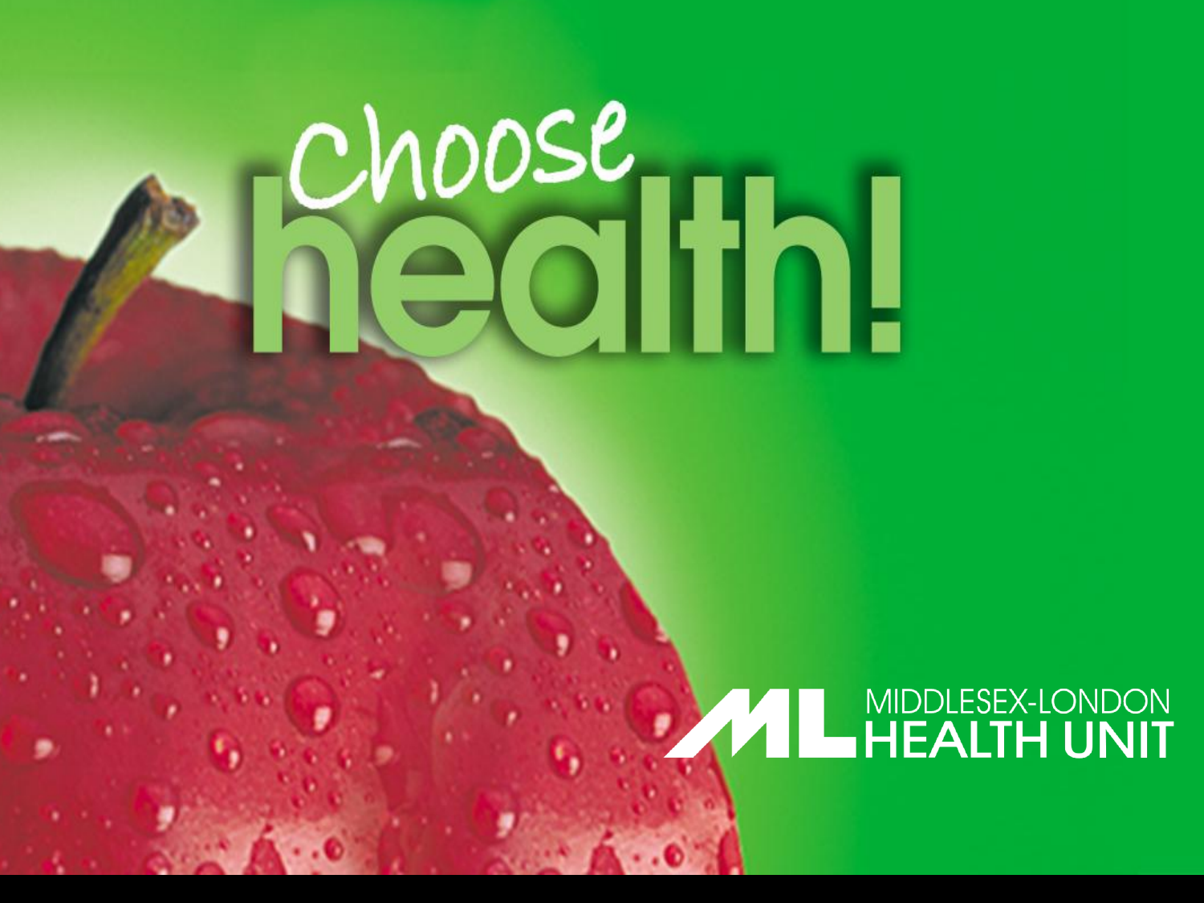# Choose health!

MIDDLESEX-LONDON HEALTH UNIT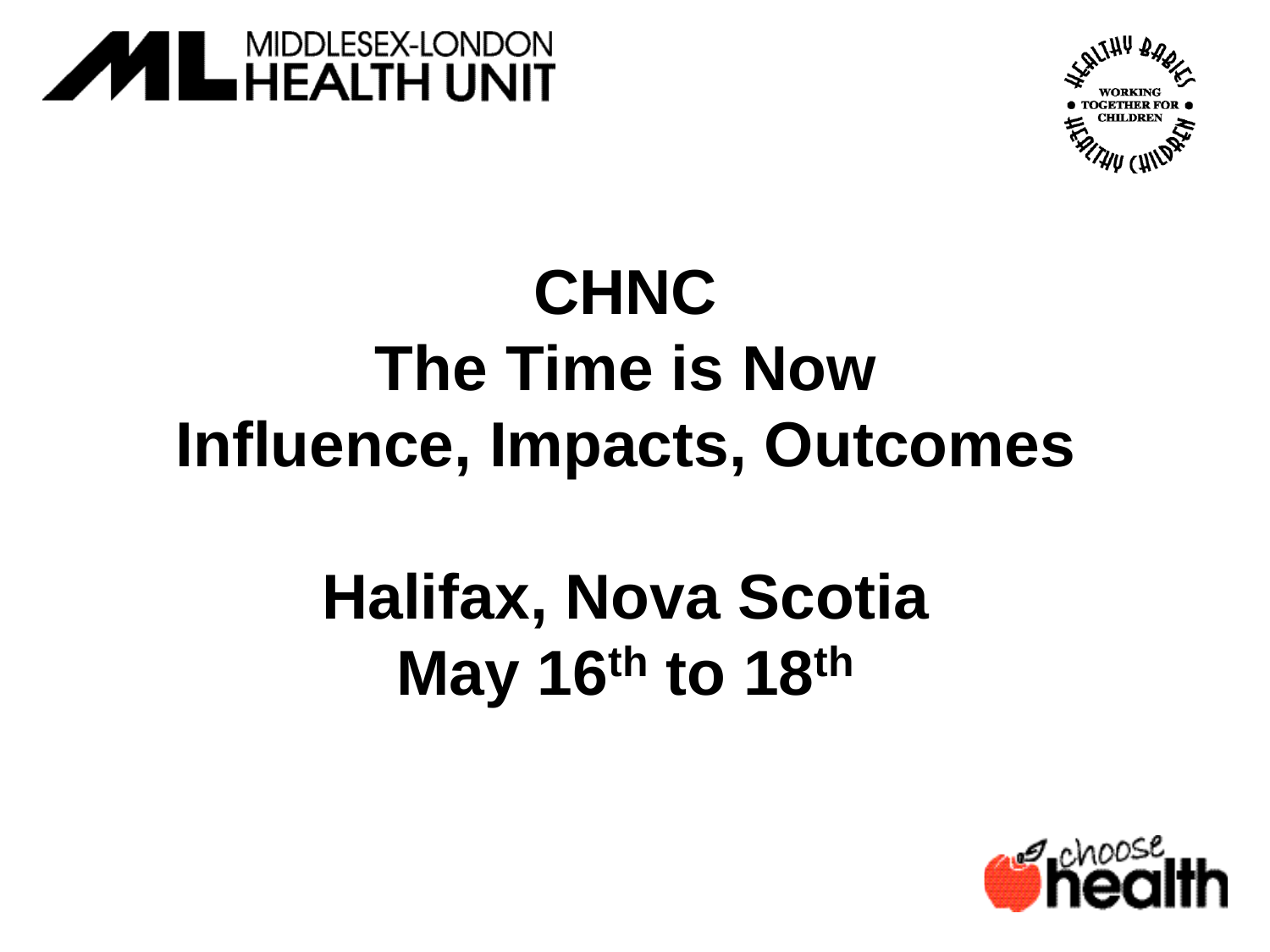MIDDLESEX-LONDON HEALTH UNIT

HEALTHY BABIES HEALTHY CHILDREN
WORKING TOGETHER FOR CHILDREN

# CHNC
# The Time is Now
# Influence, Impacts, Outcomes

## Halifax, Nova Scotia
## May 16th to 18th

choose health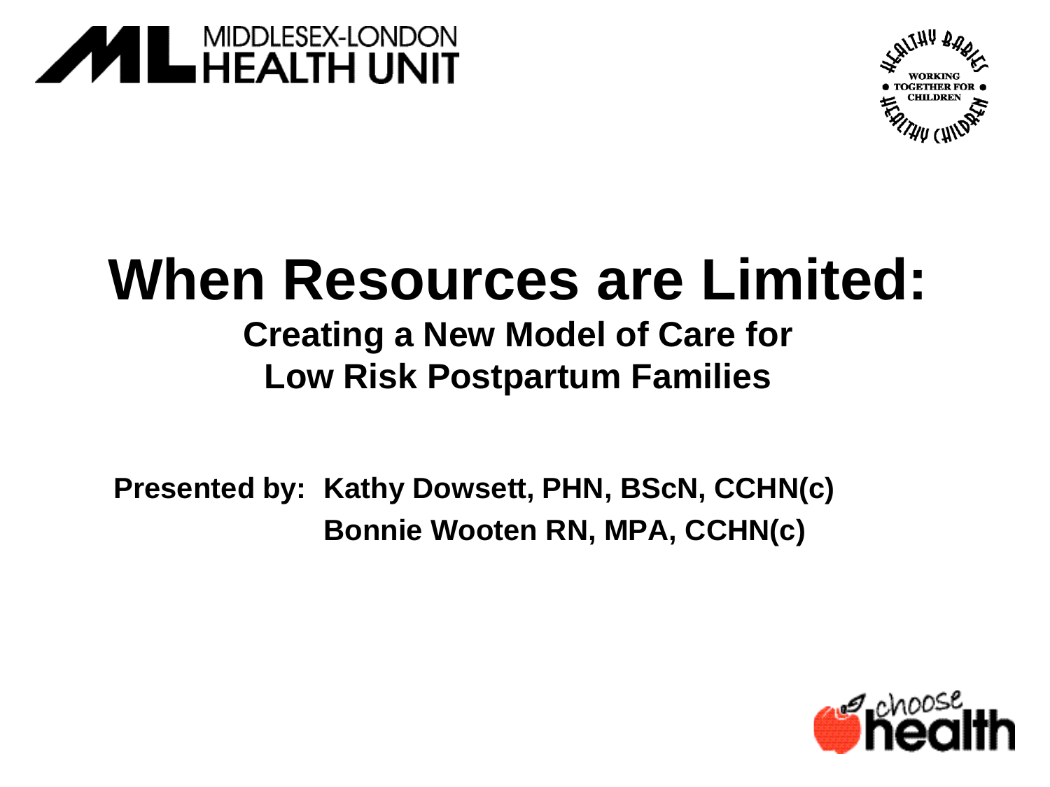MIDDLESEX-LONDON HEALTH UNIT

HEALTHY BABIES HEALTHY CHILDREN — WORKING TOGETHER FOR CHILDREN

# When Resources are Limited:

## Creating a New Model of Care for Low Risk Postpartum Families

**Presented by:** **Kathy Dowsett, PHN, BScN, CCHN(c)**
**Bonnie Wooten RN, MPA, CCHN(c)**

choose health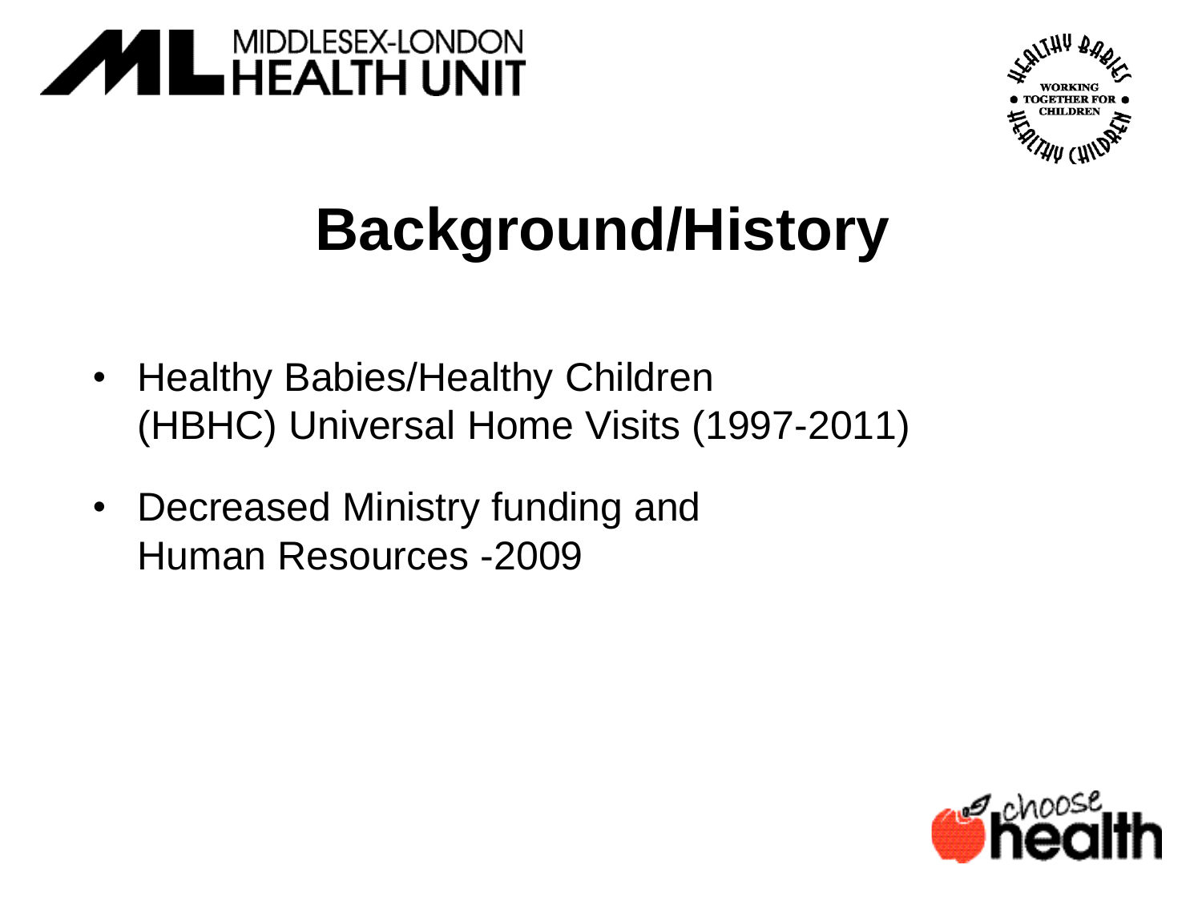# Background/History

- Healthy Babies/Healthy Children (HBHC) Universal Home Visits (1997-2011)
- Decreased Ministry funding and Human Resources -2009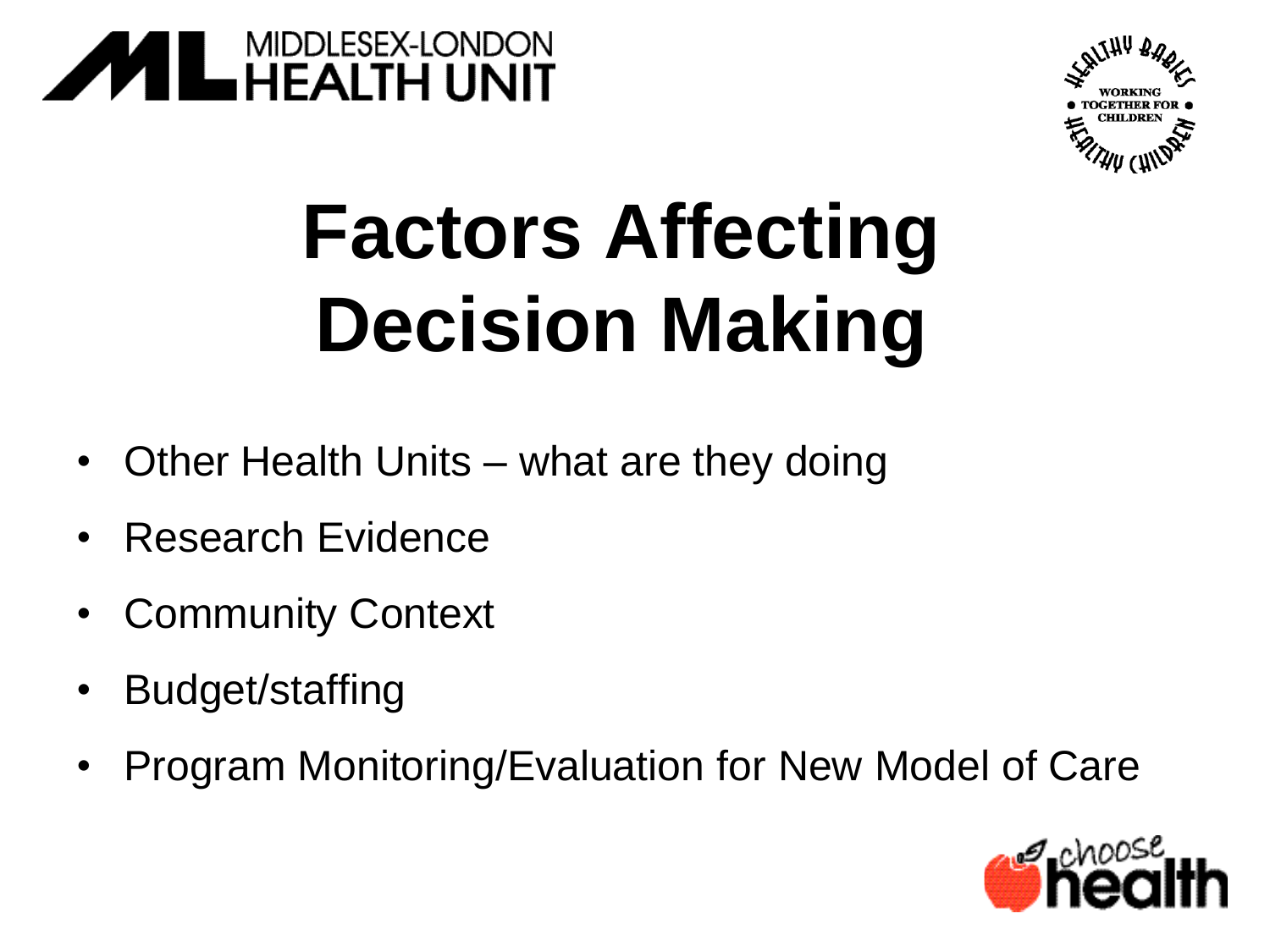# Factors Affecting Decision Making

- Other Health Units – what are they doing
- Research Evidence
- Community Context
- Budget/staffing
- Program Monitoring/Evaluation for New Model of Care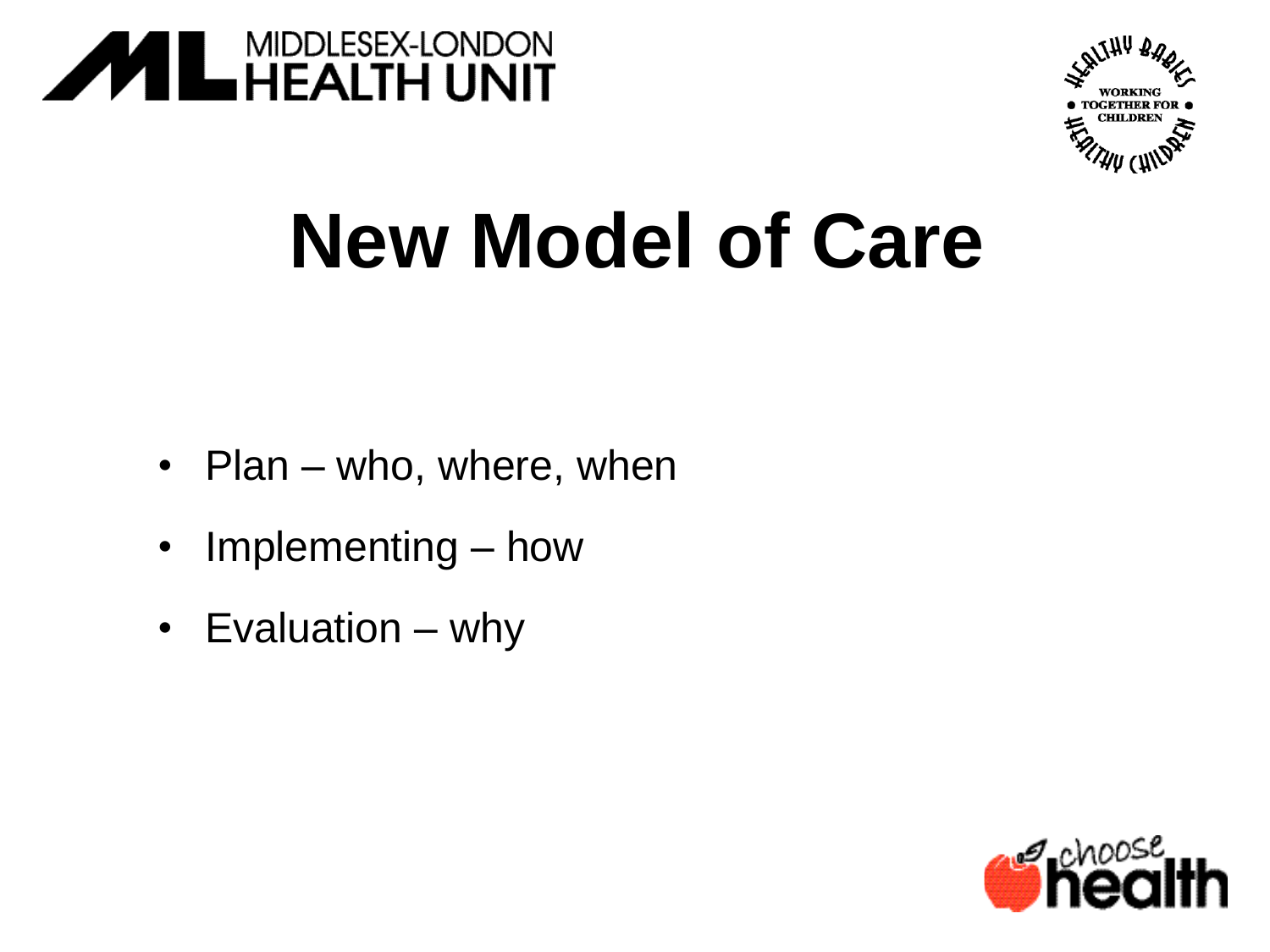# New Model of Care

- Plan – who, where, when
- Implementing – how
- Evaluation – why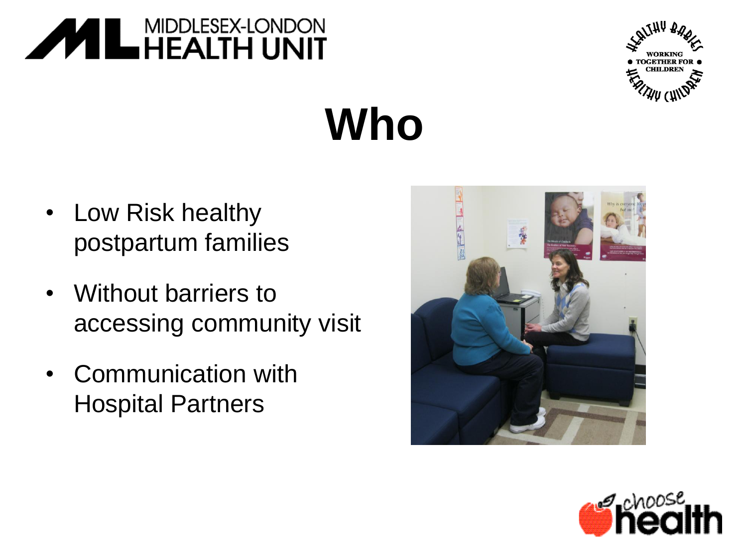# Who

- Low Risk healthy postpartum families
- Without barriers to accessing community visit
- Communication with Hospital Partners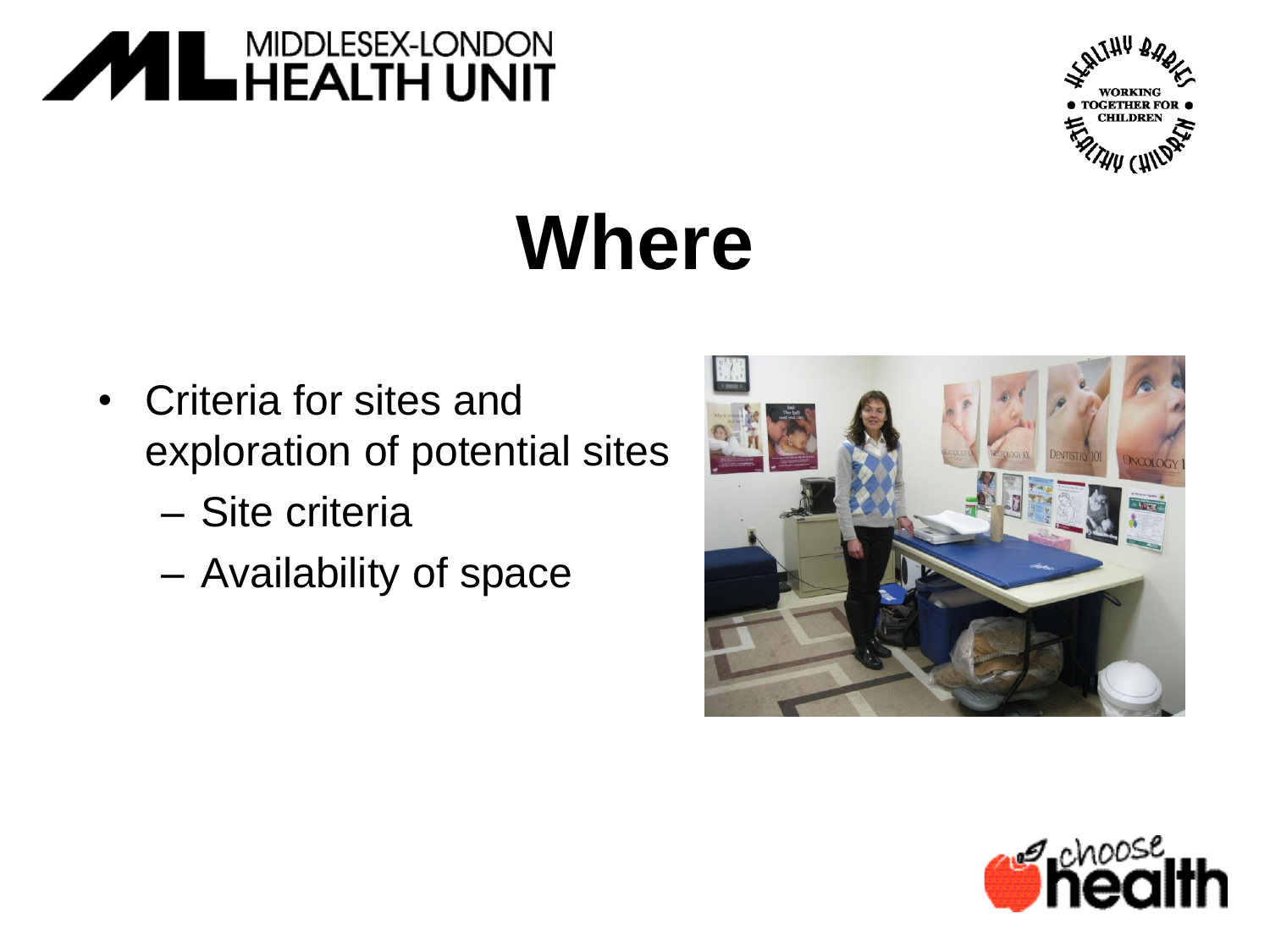# Where

- Criteria for sites and exploration of potential sites
  - Site criteria
  - Availability of space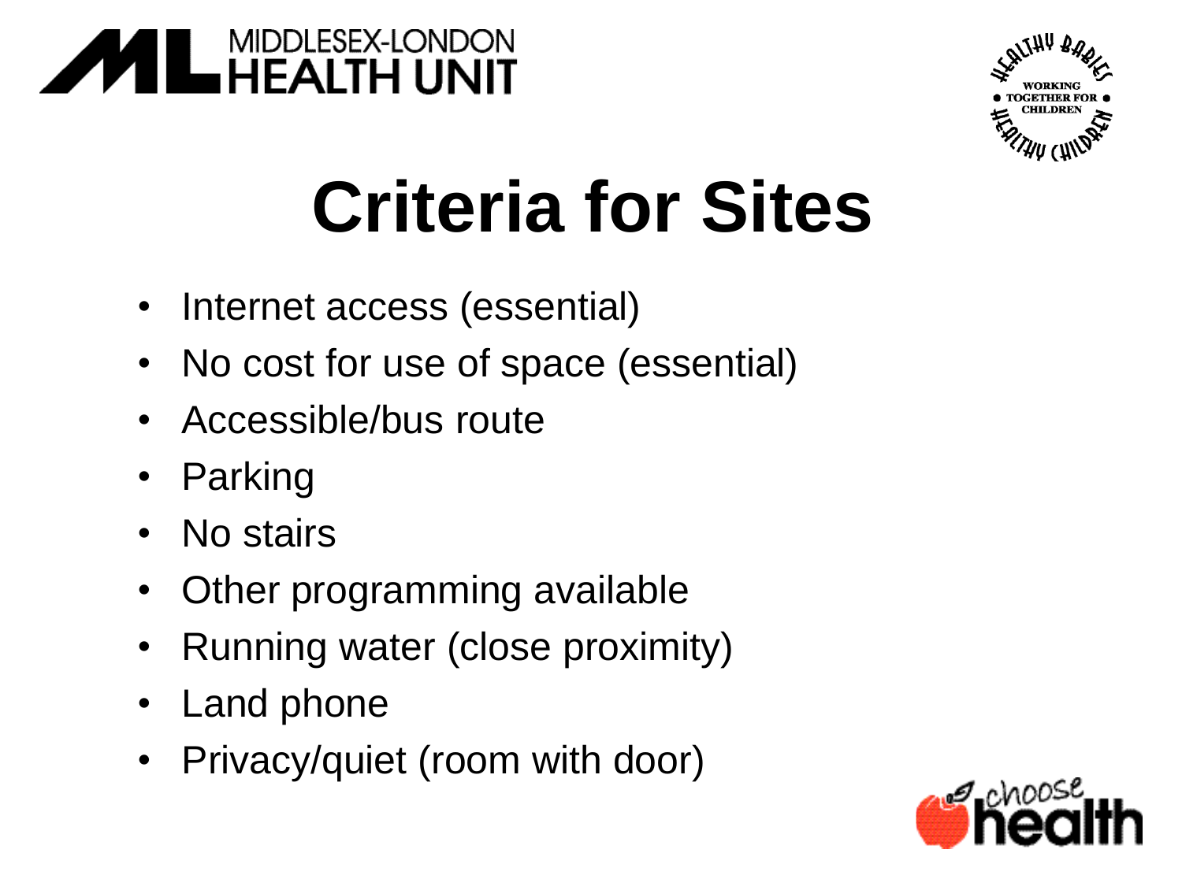# Criteria for Sites

- Internet access (essential)
- No cost for use of space (essential)
- Accessible/bus route
- Parking
- No stairs
- Other programming available
- Running water (close proximity)
- Land phone
- Privacy/quiet (room with door)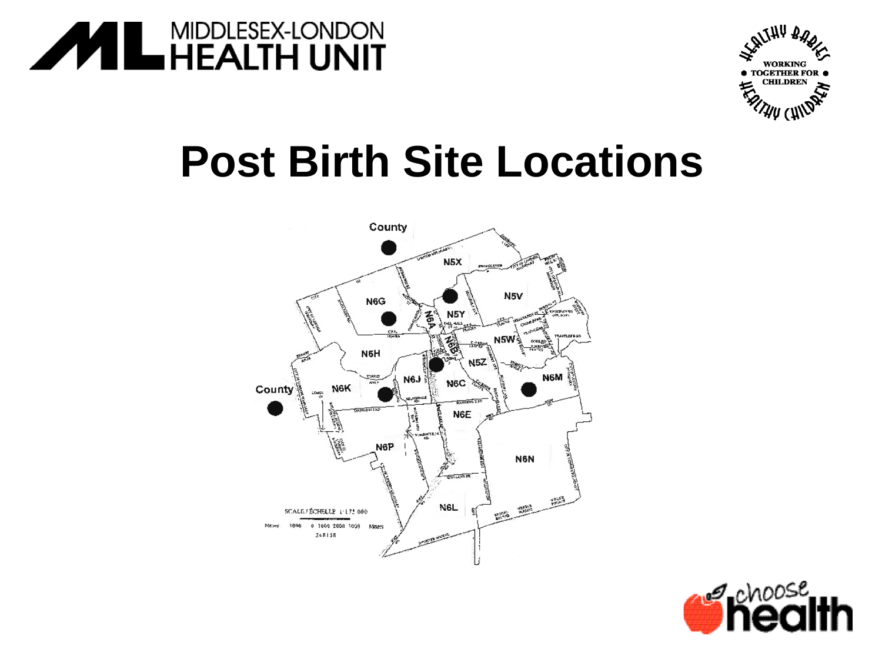MIDDLESEX-LONDON HEALTH UNIT

# Post Birth Site Locations

County

N5X

N6G

N5V

N5Y

N6A

N6B

N5W

N6H

N5Z

N6M

County

N6K

N6J

N6C

N6E

N6P

N6N

N6L

SCALE / ÉCHELLE 1:175 000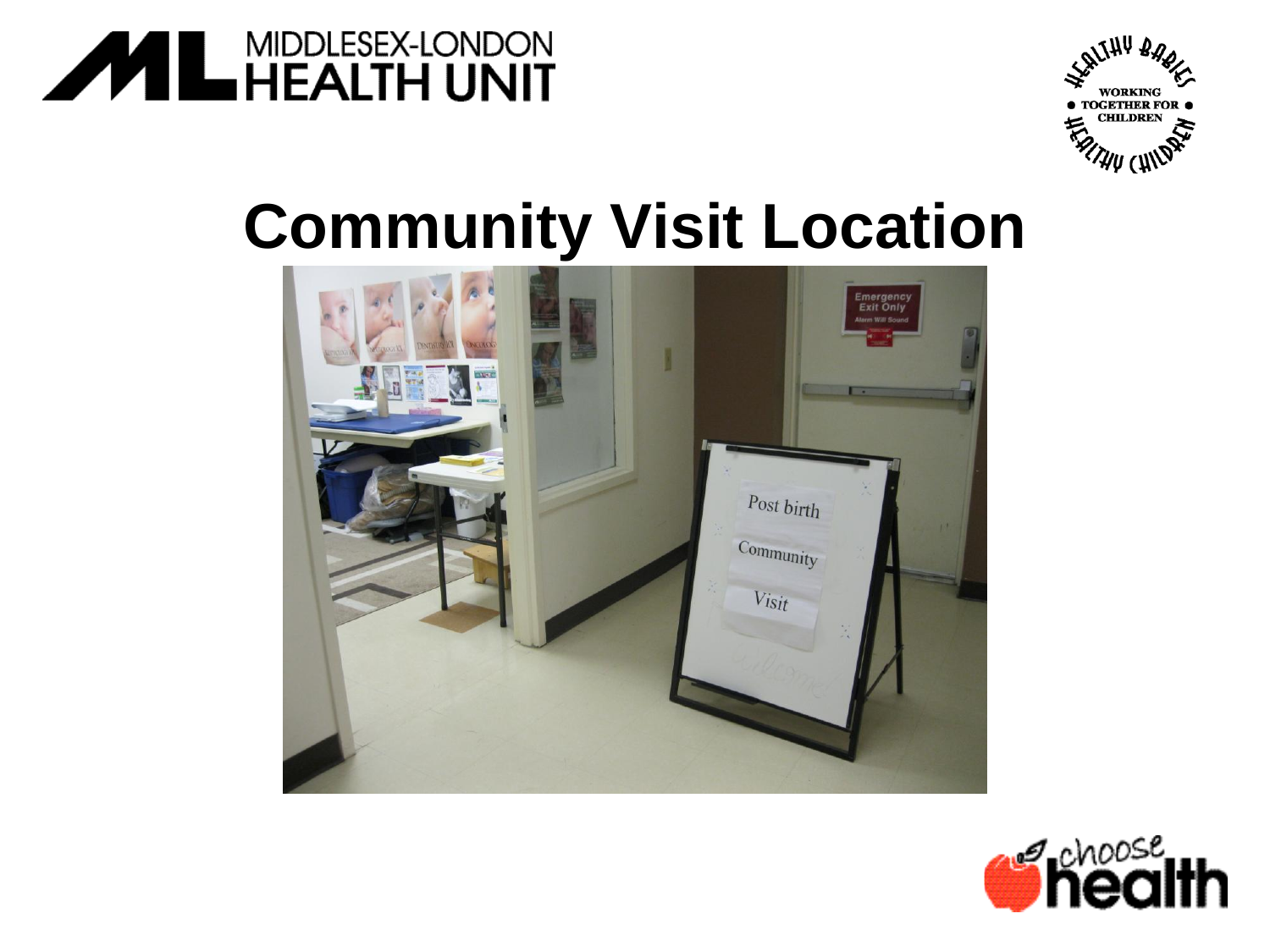# Community Visit Location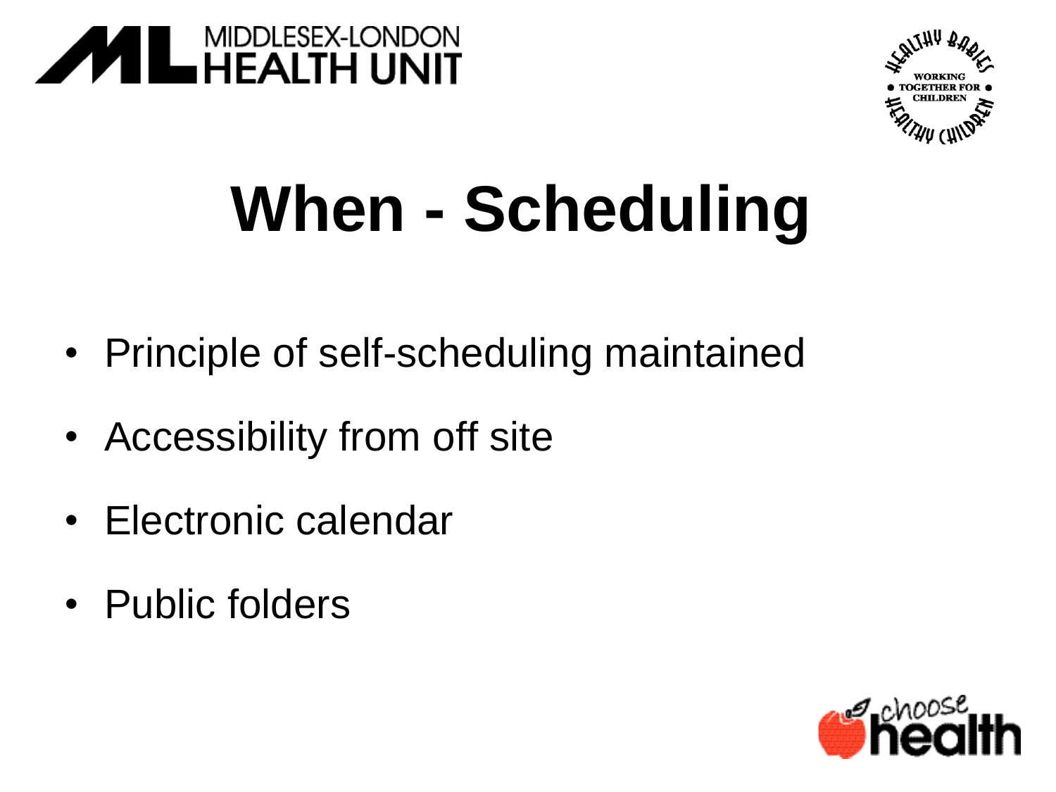# When - Scheduling

- Principle of self-scheduling maintained
- Accessibility from off site
- Electronic calendar
- Public folders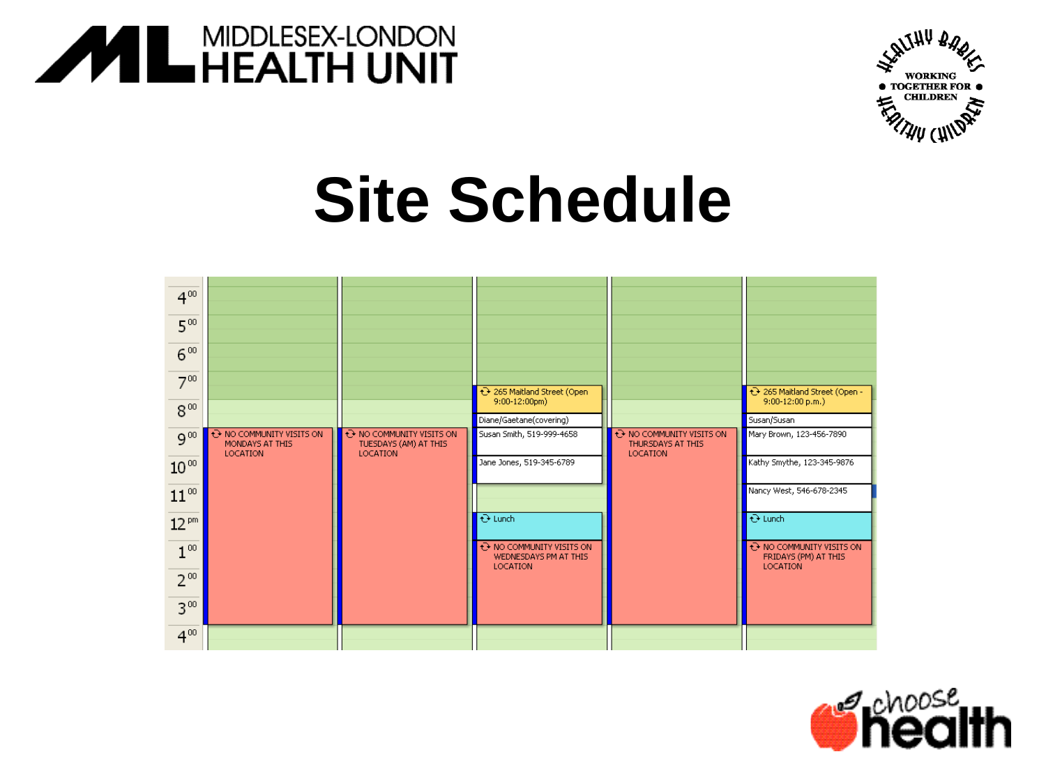MIDDLESEX-LONDON HEALTH UNIT

HEALTHY BABIES HEALTHY CHILDREN — WORKING TOGETHER FOR CHILDREN

# Site Schedule

| Time | Monday | Tuesday | Wednesday | Thursday | Friday |
|---|---|---|---|---|---|
| 4:00 | | | | | |
| 5:00 | | | | | |
| 6:00 | | | | | |
| 7:00 | | | | | |
| 7:30 | | | 265 Maitland Street (Open 9:00-12:00pm) | | 265 Maitland Street (Open - 9:00-12:00 p.m.) |
| 8:30 | | | Diane/Gaetane(covering) | | Susan/Susan |
| 9:00 | NO COMMUNITY VISITS ON MONDAYS AT THIS LOCATION | NO COMMUNITY VISITS ON TUESDAYS (AM) AT THIS LOCATION | Susan Smith, 519-999-4658 | NO COMMUNITY VISITS ON THURSDAYS AT THIS LOCATION | Mary Brown, 123-456-7890 |
| 10:00 | | | Jane Jones, 519-345-6789 | | Kathy Smythe, 123-345-9876 |
| 11:00 | | | | | Nancy West, 546-678-2345 |
| 12 pm | | | Lunch | | Lunch |
| 1:00 | | | NO COMMUNITY VISITS ON WEDNESDAYS PM AT THIS LOCATION | | NO COMMUNITY VISITS ON FRIDAYS (PM) AT THIS LOCATION |
| 2:00 | | | | | |
| 3:00 | | | | | |
| 4:00 | | | | | |

choose health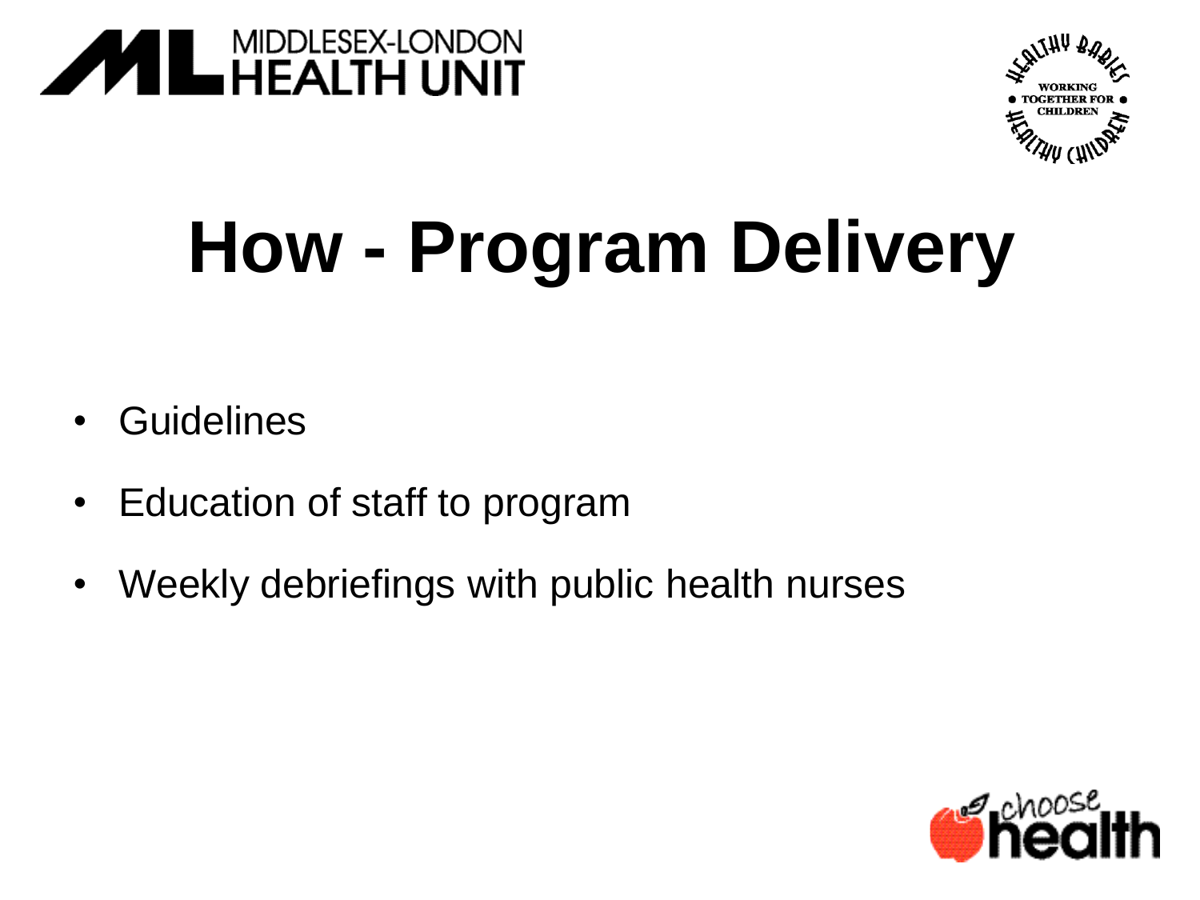# How - Program Delivery

- Guidelines
- Education of staff to program
- Weekly debriefings with public health nurses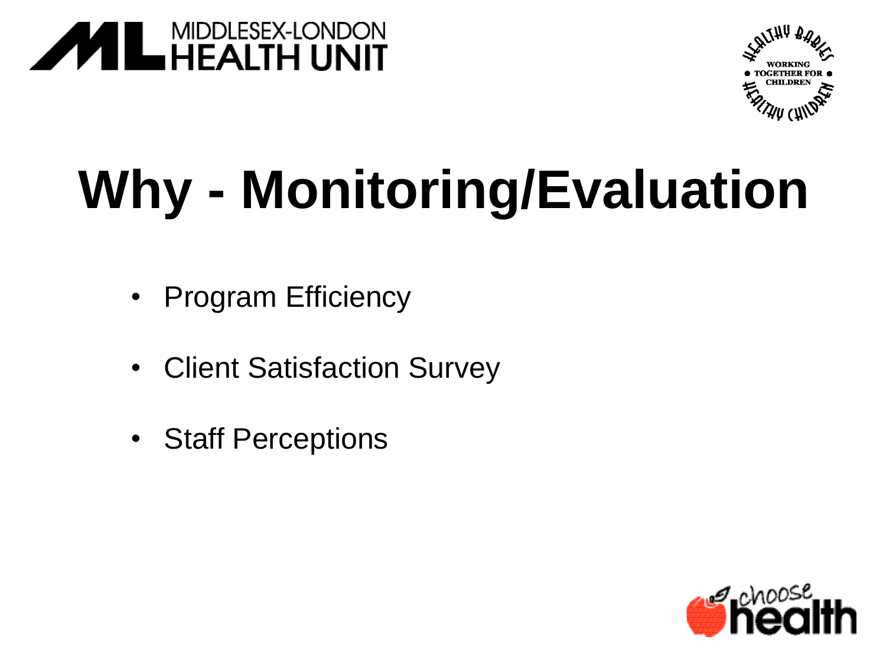# Why - Monitoring/Evaluation

- Program Efficiency
- Client Satisfaction Survey
- Staff Perceptions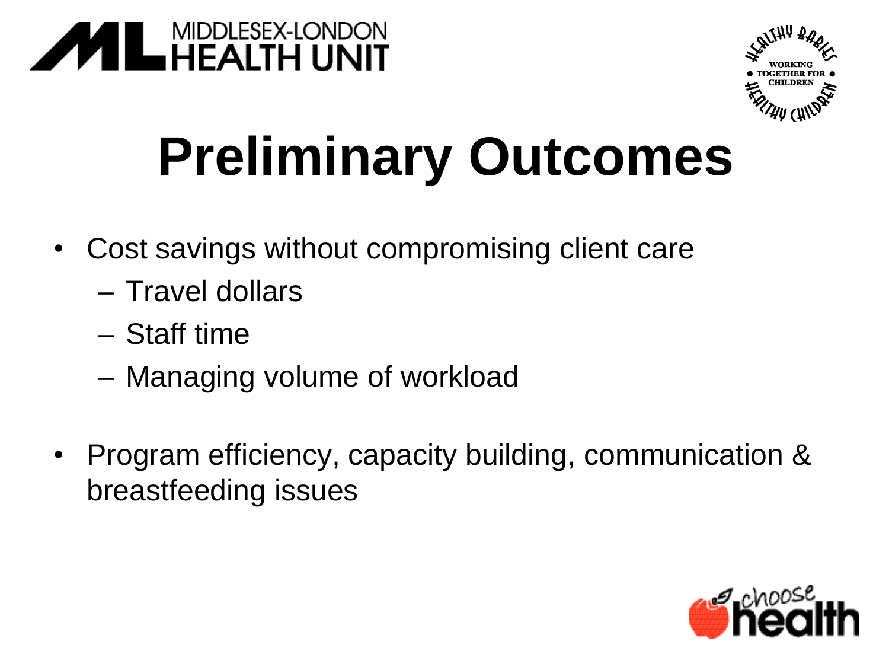# Preliminary Outcomes

- Cost savings without compromising client care
  - Travel dollars
  - Staff time
  - Managing volume of workload
- Program efficiency, capacity building, communication & breastfeeding issues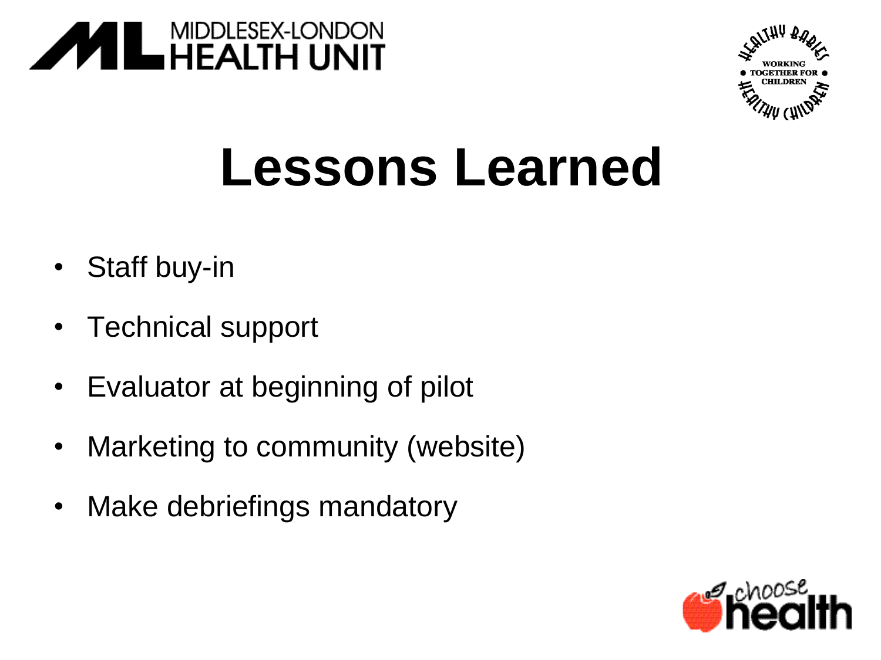# Lessons Learned

- Staff buy-in
- Technical support
- Evaluator at beginning of pilot
- Marketing to community (website)
- Make debriefings mandatory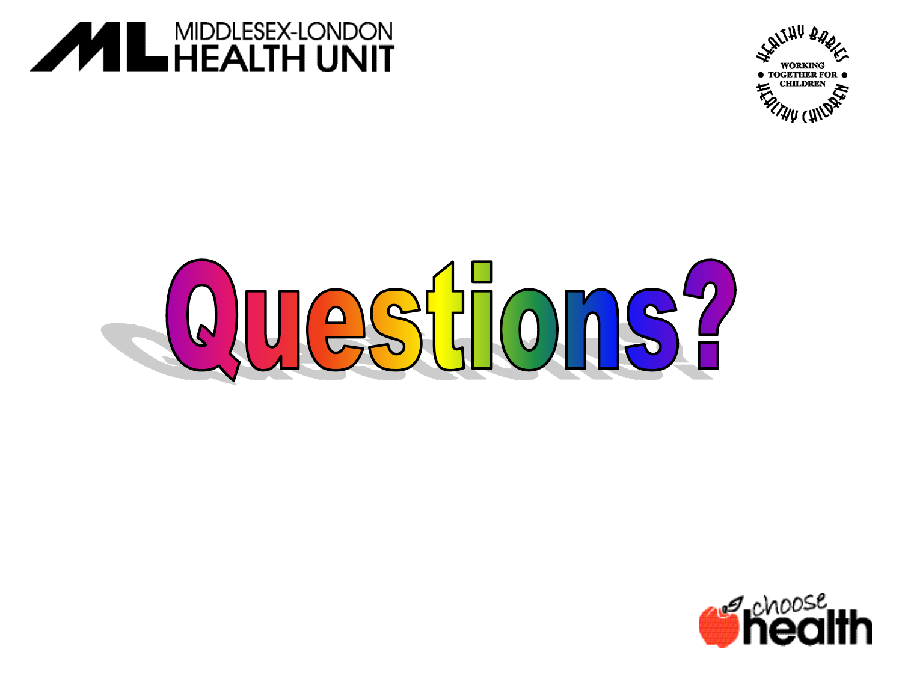MIDDLESEX-LONDON HEALTH UNIT

HEALTHY BABIES HEALTHY CHILDREN

WORKING TOGETHER FOR CHILDREN

# Questions?

choose health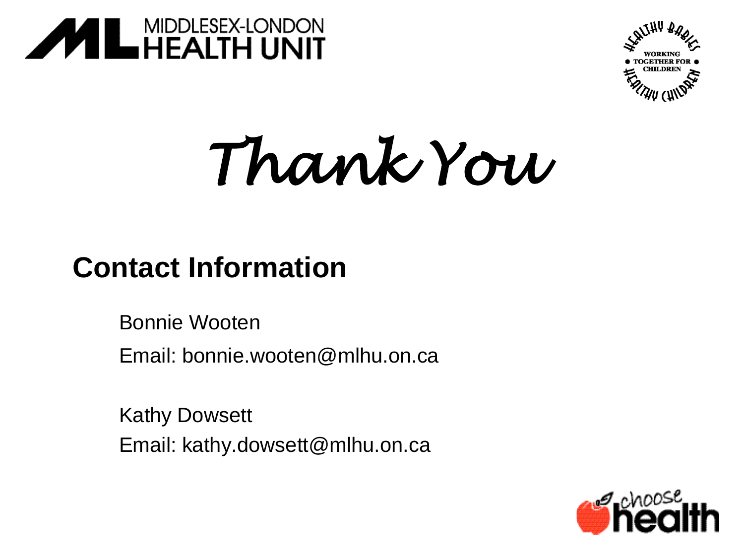MIDDLESEX-LONDON HEALTH UNIT

# *Thank You*

## Contact Information

Bonnie Wooten

Email: bonnie.wooten@mlhu.on.ca

Kathy Dowsett

Email: kathy.dowsett@mlhu.on.ca